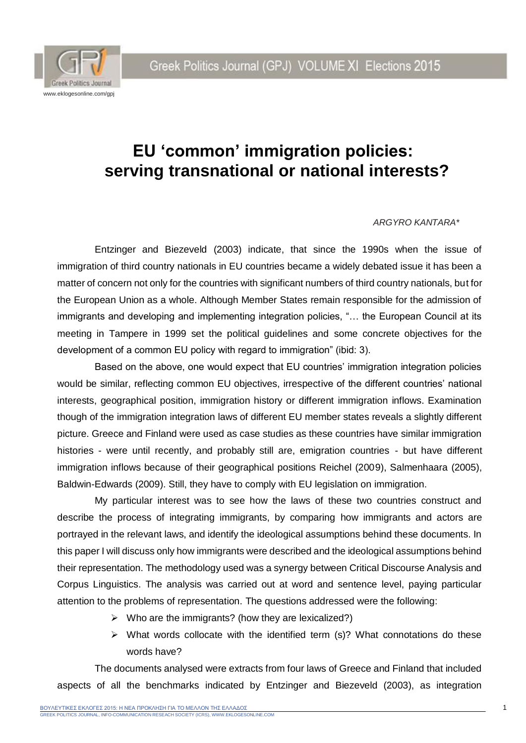# EU 'common' immigration policies: serving transnational or national interests?

*ARGYRO KANTARA\**

Entzinger and Biezeveld (2003) indicate, that since the 1990s when the issue of immigration of third country nationals in EU countries became a widely debated issue it has been a matter of concern not only for the countries with significant numbers of third country nationals, but for the European Union as a whole. Although Member States remain responsible for the admission of immigrants and developing and implementing integration policies, "… the European Council at its meeting in Tampere in 1999 set the political guidelines and some concrete objectives for the development of a common EU policy with regard to immigration" (ibid: 3).

Based on the above, one would expect that EU countries' immigration integration policies would be similar, reflecting common EU objectives, irrespective of the different countries' national interests, geographical position, immigration history or different immigration inflows. Examination though of the immigration integration laws of different EU member states reveals a slightly different picture. Greece and Finland were used as case studies as these countries have similar immigration histories - were until recently, and probably still are, emigration countries - but have different immigration inflows because of their geographical positions Reichel (2009), Salmenhaara (2005), Baldwin-Edwards (2009). Still, they have to comply with EU legislation on immigration.

My particular interest was to see how the laws of these two countries construct and describe the process of integrating immigrants, by comparing how immigrants and actors are portrayed in the relevant laws, and identify the ideological assumptions behind these documents. In this paper I will discuss only how immigrants were described and the ideological assumptions behind their representation. The methodology used was a synergy between Critical Discourse Analysis and Corpus Linguistics. The analysis was carried out at word and sentence level, paying particular attention to the problems of representation. The questions addressed were the following:

- Who are the immigrants? (how they are lexicalized?)
- What words collocate with the identified term (s)? What connotations do these words have?

The documents analysed were extracts from four laws of Greece and Finland that included aspects of all the benchmarks indicated by Entzinger and Biezeveld (2003), as integration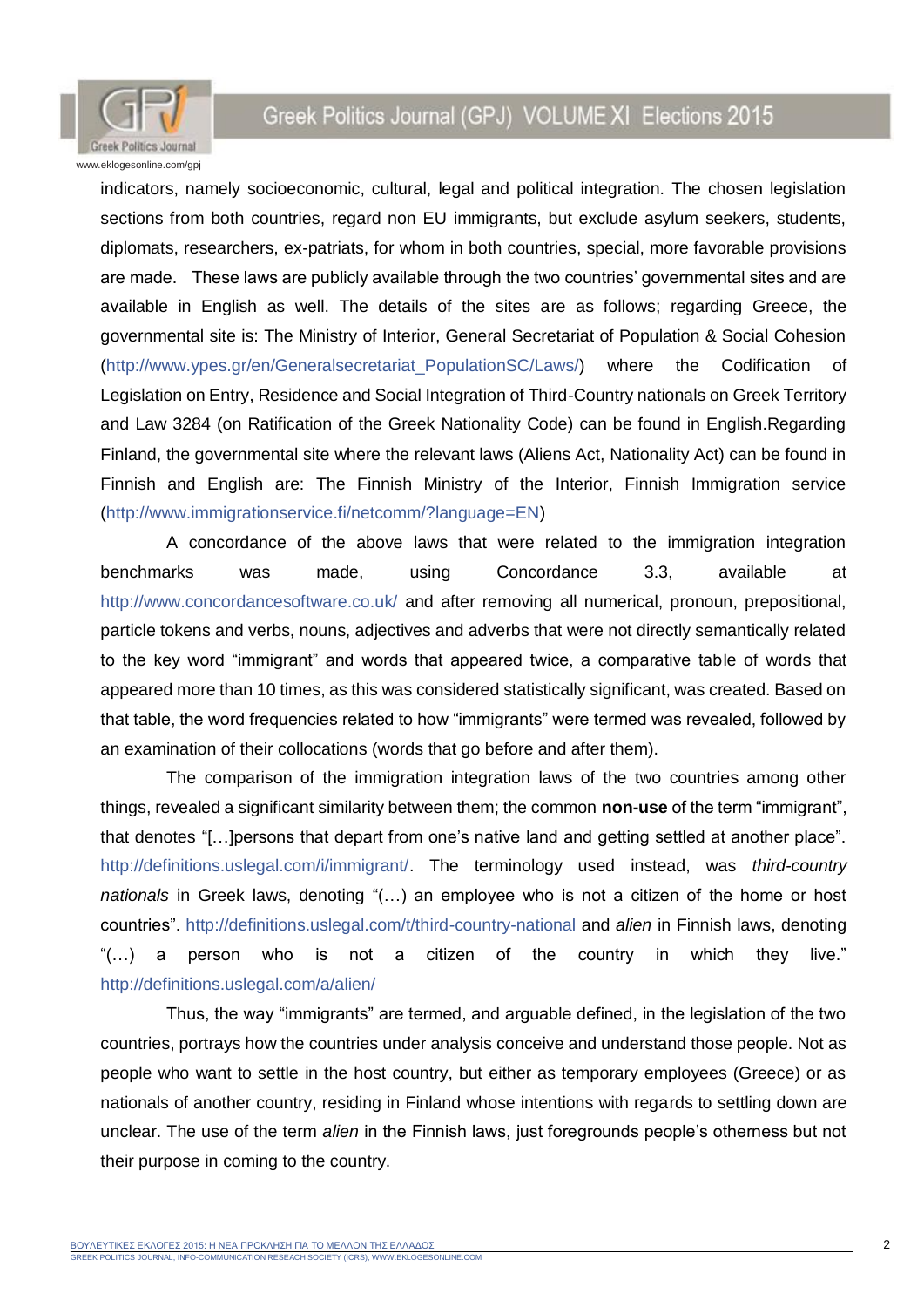indicators, namely socioeconomic, cultural, legal and political integration. The chosen legislation sections from both countries, regard non EU immigrants, but exclude asylum seekers, students, diplomats, researchers, ex-patriats, for whom in both countries, special, more favorable provisions are made. These laws are publicly available through the two countries' governmental sites and are available in English as well. The details of the sites are as follows; regarding Greece, the governmental site is: The Ministry of Interior, General Secretariat of Population & Social Cohesion (http://www.ypes.gr/en/Generalsecretariat_PopulationSC/Laws/) where the Codification of Legislation on Entry, Residence and Social Integration of Third-Country nationals on Greek Territory and Law 3284 (on Ratification of the Greek Nationality Code) can be found in English.Regarding Finland, the governmental site where the relevant laws (Aliens Act, Nationality Act) can be found in Finnish and English are: The Finnish Ministry of the Interior, Finnish Immigration service (http://www.immigrationservice.fi/netcomm/?language=EN)

A concordance of the above laws that were related to the immigration integration benchmarks was made, using Concordance 3.3, available at http://www.concordancesoftware.co.uk/ and after removing all numerical, pronoun, prepositional, particle tokens and verbs, nouns, adjectives and adverbs that were not directly semantically related to the key word "immigrant" and words that appeared twice, a comparative table of words that appeared more than 10 times, as this was considered statistically significant, was created. Based on that table, the word frequencies related to how "immigrants" were termed was revealed, followed by an examination of their collocations (words that go before and after them).

The comparison of the immigration integration laws of the two countries among other things, revealed a significant similarity between them; the common **non-use** of the term "immigrant", that denotes "[…]persons that depart from one's native land and getting settled at another place". http://definitions.uslegal.com/i/immigrant/. The terminology used instead, was *third-country nationals* in Greek laws, denoting "(…) an employee who is not a citizen of the home or host countries". http://definitions.uslegal.com/t/third-country-national and *alien* in Finnish laws, denoting "(…) a person who is not a citizen of the country in which they live." http://definitions.uslegal.com/a/alien/

Thus, the way "immigrants" are termed, and arguable defined, in the legislation of the two countries, portrays how the countries under analysis conceive and understand those people. Not as people who want to settle in the host country, but either as temporary employees (Greece) or as nationals of another country, residing in Finland whose intentions with regards to settling down are unclear. The use of the term *alien* in the Finnish laws, just foregrounds people's otherness but not their purpose in coming to the country.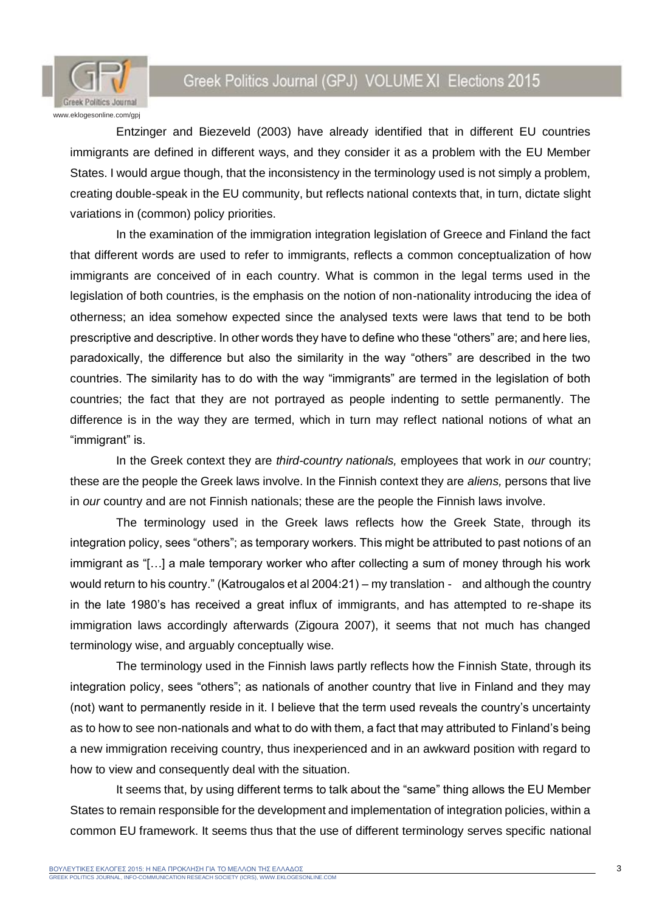Entzinger and Biezeveld (2003) have already identified that in different EU countries immigrants are defined in different ways, and they consider it as a problem with the EU Member States. I would argue though, that the inconsistency in the terminology used is not simply a problem, creating double-speak in the EU community, but reflects national contexts that, in turn, dictate slight variations in (common) policy priorities.

In the examination of the immigration integration legislation of Greece and Finland the fact that different words are used to refer to immigrants, reflects a common conceptualization of how immigrants are conceived of in each country. What is common in the legal terms used in the legislation of both countries, is the emphasis on the notion of non-nationality introducing the idea of otherness; an idea somehow expected since the analysed texts were laws that tend to be both prescriptive and descriptive. In other words they have to define who these "others" are; and here lies, paradoxically, the difference but also the similarity in the way "others" are described in the two countries. The similarity has to do with the way "immigrants" are termed in the legislation of both countries; the fact that they are not portrayed as people indenting to settle permanently. The difference is in the way they are termed, which in turn may reflect national notions of what an "immigrant" is.

In the Greek context they are *third-country nationals,* employees that work in *our* country; these are the people the Greek laws involve. In the Finnish context they are *aliens,* persons that live in *our* country and are not Finnish nationals; these are the people the Finnish laws involve.

The terminology used in the Greek laws reflects how the Greek State, through its integration policy, sees "others"; as temporary workers. This might be attributed to past notions of an immigrant as "[…] a male temporary worker who after collecting a sum of money through his work would return to his country." (Katrougalos et al 2004:21) – my translation - and although the country in the late 1980's has received a great influx of immigrants, and has attempted to re-shape its immigration laws accordingly afterwards (Zigoura 2007), it seems that not much has changed terminology wise, and arguably conceptually wise.

The terminology used in the Finnish laws partly reflects how the Finnish State, through its integration policy, sees "others"; as nationals of another country that live in Finland and they may (not) want to permanently reside in it. I believe that the term used reveals the country's uncertainty as to how to see non-nationals and what to do with them, a fact that may attributed to Finland's being a new immigration receiving country, thus inexperienced and in an awkward position with regard to how to view and consequently deal with the situation.

It seems that, by using different terms to talk about the "same" thing allows the EU Member States to remain responsible for the development and implementation of integration policies, within a common EU framework. It seems thus that the use of different terminology serves specific national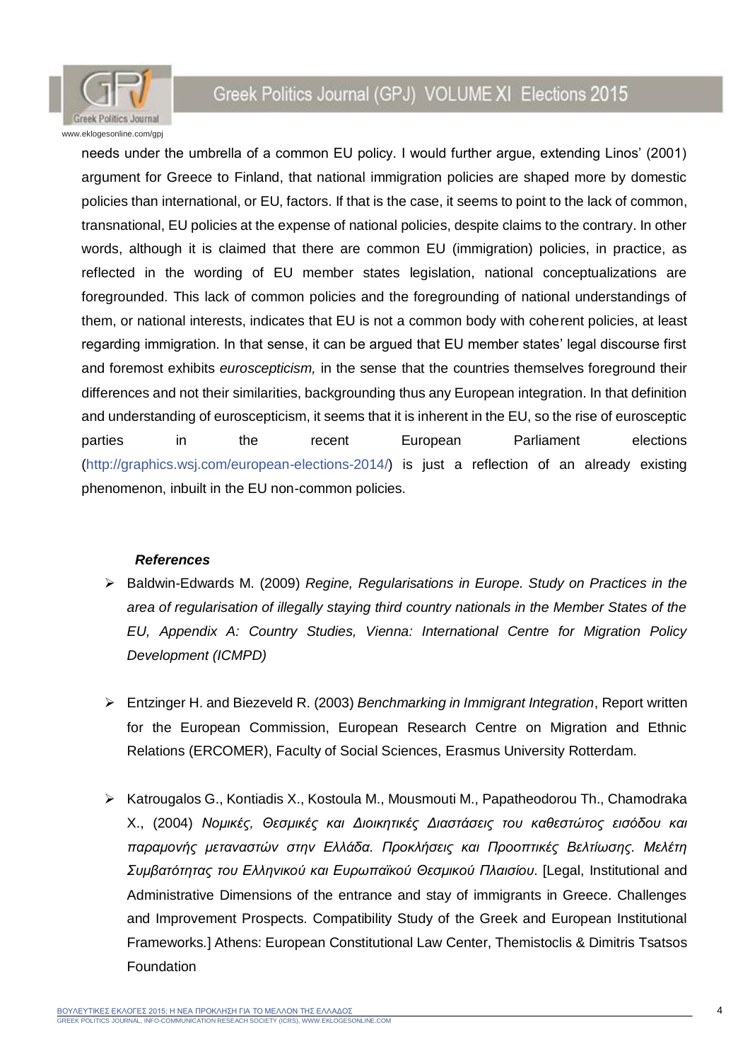needs under the umbrella of a common EU policy. I would further argue, extending Linos' (2001) argument for Greece to Finland, that national immigration policies are shaped more by domestic policies than international, or EU, factors. If that is the case, it seems to point to the lack of common, transnational, EU policies at the expense of national policies, despite claims to the contrary. In other words, although it is claimed that there are common EU (immigration) policies, in practice, as reflected in the wording of EU member states legislation, national conceptualizations are foregrounded. This lack of common policies and the foregrounding of national understandings of them, or national interests, indicates that EU is not a common body with coherent policies, at least regarding immigration. In that sense, it can be argued that EU member states' legal discourse first and foremost exhibits *euroscepticism,* in the sense that the countries themselves foreground their differences and not their similarities, backgrounding thus any European integration. In that definition and understanding of euroscepticism, it seems that it is inherent in the EU, so the rise of eurosceptic parties in the recent European Parliament elections (http://graphics.wsj.com/european-elections-2014/) is just a reflection of an already existing phenomenon, inbuilt in the EU non-common policies.

### *References*

- Baldwin-Edwards M. (2009) *Regine, Regularisations in Europe. Study on Practices in the area of regularisation of illegally staying third country nationals in the Member States of the EU, Appendix A: Country Studies, Vienna: International Centre for Migration Policy Development (ICMPD)*

- Entzinger H. and Biezeveld R. (2003) *Benchmarking in Immigrant Integration*, Report written for the European Commission, European Research Centre on Migration and Ethnic Relations (ERCOMER), Faculty of Social Sciences, Erasmus University Rotterdam.

- Katrougalos G., Kontiadis X., Kostoula M., Mousmouti M., Papatheodorou Th., Chamodraka X., (2004) *Νομικές, Θεσμικές και Διοικητικές Διαστάσεις του καθεστώτος εισόδου και παραμονής μεταναστών στην Ελλάδα. Προκλήσεις και Προοπτικές Βελτίωσης. Μελέτη Συμβατότητας του Ελληνικού και Ευρωπαϊκού Θεσμικού Πλαισίου.* [Legal, Institutional and Administrative Dimensions of the entrance and stay of immigrants in Greece. Challenges and Improvement Prospects. Compatibility Study of the Greek and European Institutional Frameworks.] Athens: European Constitutional Law Center, Themistoclis & Dimitris Tsatsos Foundation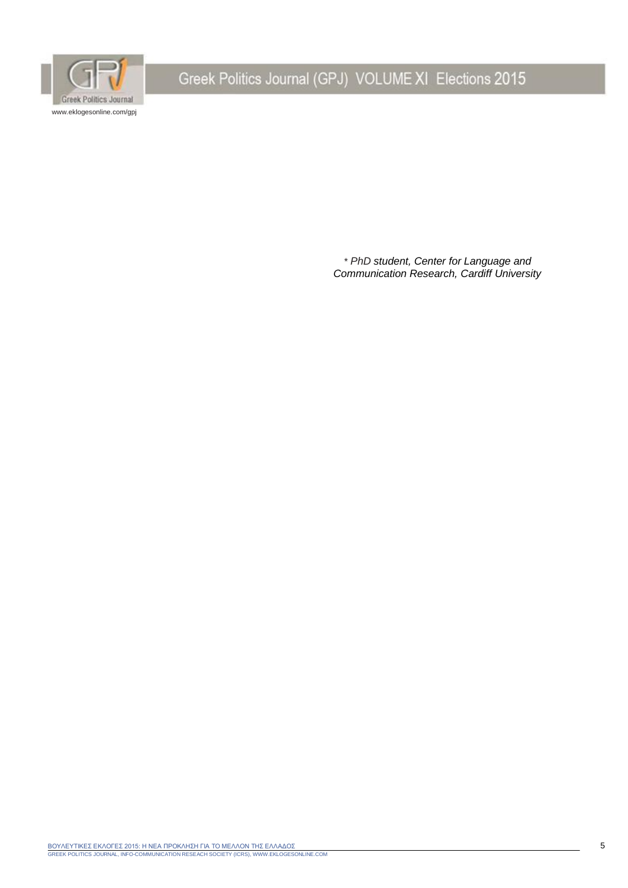*\* PhD student, Center for Language and Communication Research, Cardiff University*